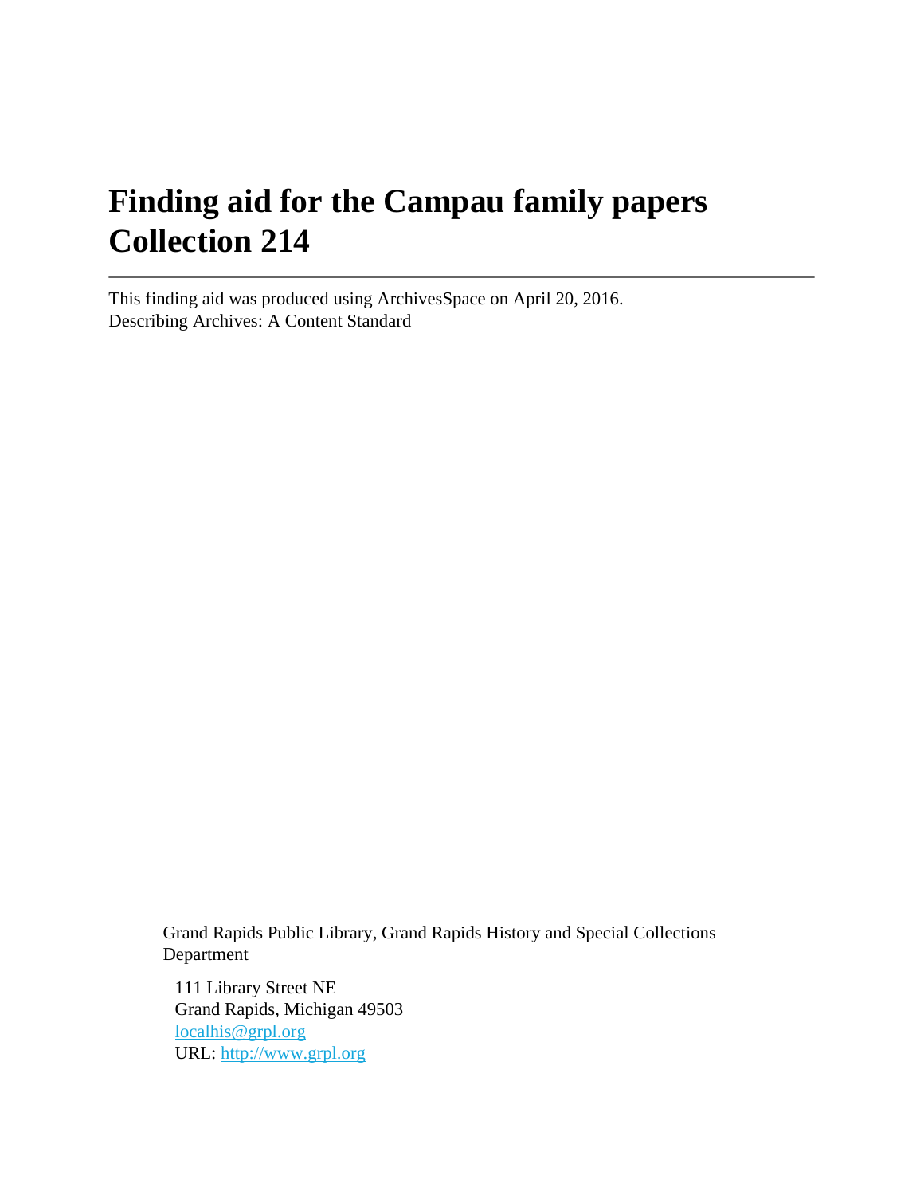# Finding aid for the Campau family papers Collection 214

---

This finding aid was produced using ArchivesSpace on April 20, 2016.
Describing Archives: A Content Standard

Grand Rapids Public Library, Grand Rapids History and Special Collections Department

111 Library Street NE
Grand Rapids, Michigan 49503
[localhis@grpl.org](mailto:localhis@grpl.org)
URL: [http://www.grpl.org](http://www.grpl.org)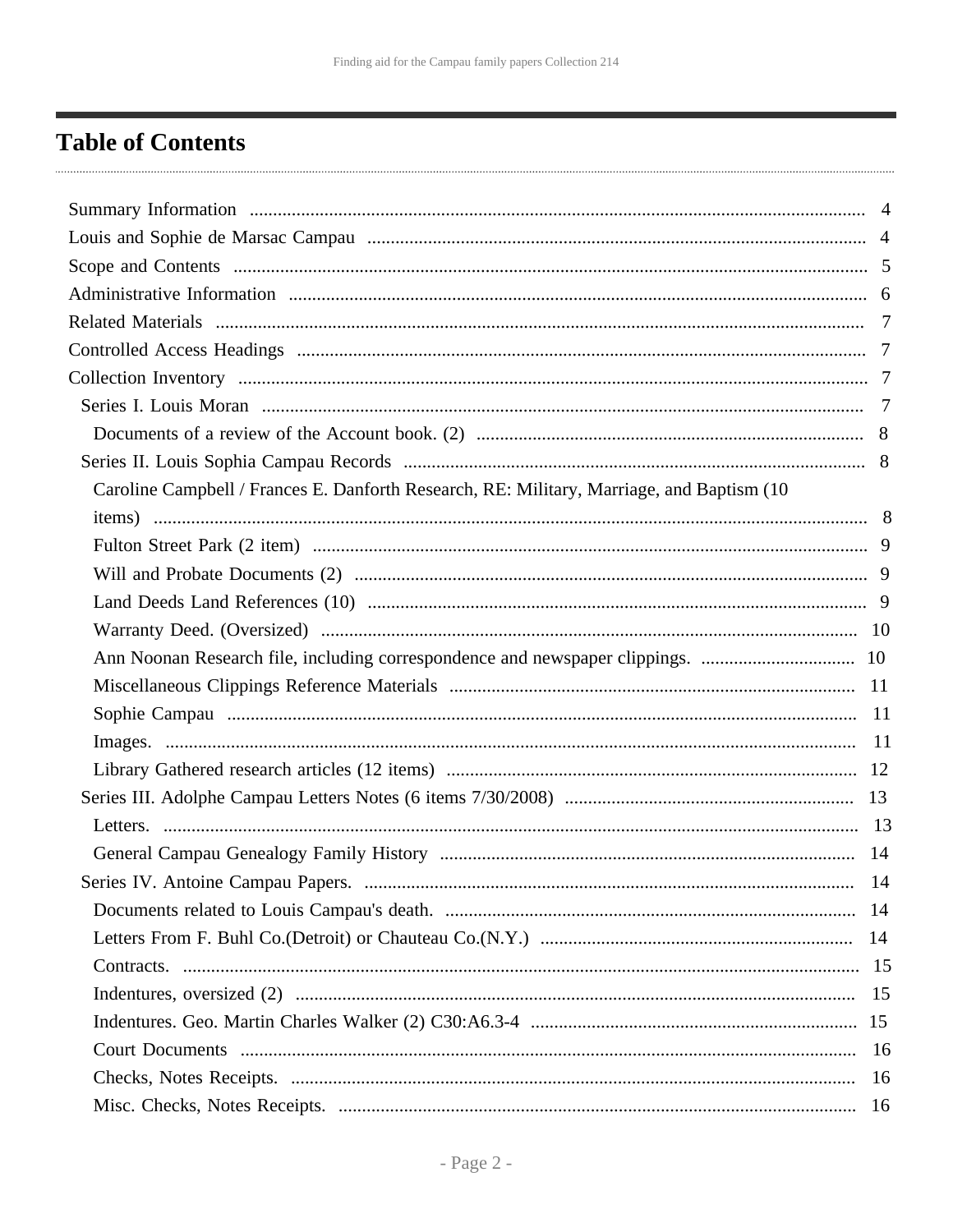# Table of Contents

- Summary Information ... 4
- Louis and Sophie de Marsac Campau ... 4
- Scope and Contents ... 5
- Administrative Information ... 6
- Related Materials ... 7
- Controlled Access Headings ... 7
- Collection Inventory ... 7
  - Series I. Louis Moran ... 7
    - Documents of a review of the Account book. (2) ... 8
  - Series II. Louis Sophia Campau Records ... 8
    - Caroline Campbell / Frances E. Danforth Research, RE: Military, Marriage, and Baptism (10 items) ... 8
    - Fulton Street Park (2 item) ... 9
    - Will and Probate Documents (2) ... 9
    - Land Deeds Land References (10) ... 9
    - Warranty Deed. (Oversized) ... 10
    - Ann Noonan Research file, including correspondence and newspaper clippings. ... 10
    - Miscellaneous Clippings Reference Materials ... 11
    - Sophie Campau ... 11
    - Images. ... 11
    - Library Gathered research articles (12 items) ... 12
  - Series III. Adolphe Campau Letters Notes (6 items 7/30/2008) ... 13
    - Letters. ... 13
    - General Campau Genealogy Family History ... 14
  - Series IV. Antoine Campau Papers. ... 14
    - Documents related to Louis Campau's death. ... 14
    - Letters From F. Buhl Co.(Detroit) or Chauteau Co.(N.Y.) ... 14
    - Contracts. ... 15
    - Indentures, oversized (2) ... 15
    - Indentures. Geo. Martin Charles Walker (2) C30:A6.3-4 ... 15
    - Court Documents ... 16
    - Checks, Notes Receipts. ... 16
    - Misc. Checks, Notes Receipts. ... 16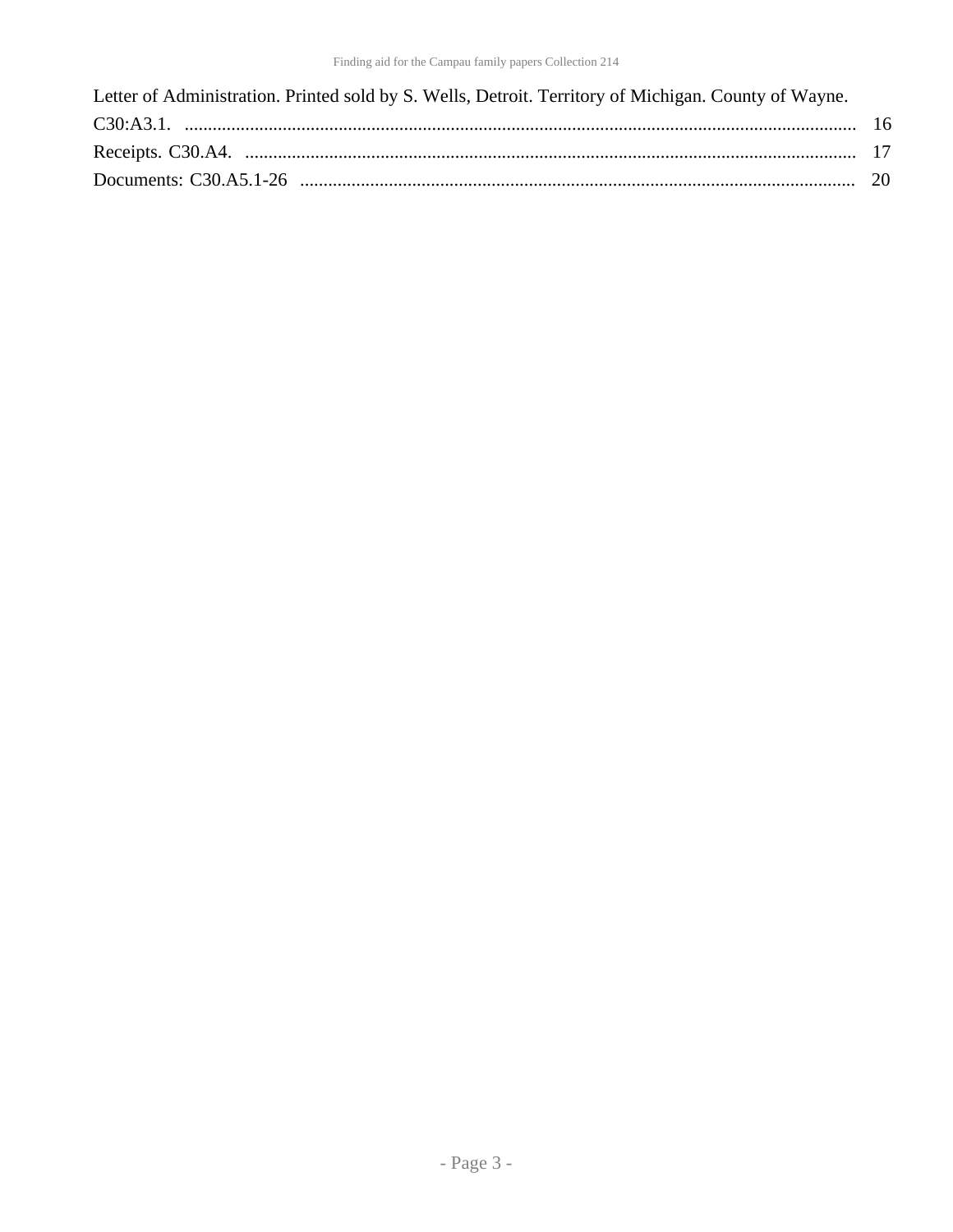Letter of Administration. Printed sold by S. Wells, Detroit. Territory of Michigan. County of Wayne. C30:A3.1. .............................................................................................................................................. 16

Receipts. C30.A4. .............................................................................................................................................. 17

Documents: C30.A5.1-26 .............................................................................................................................. 20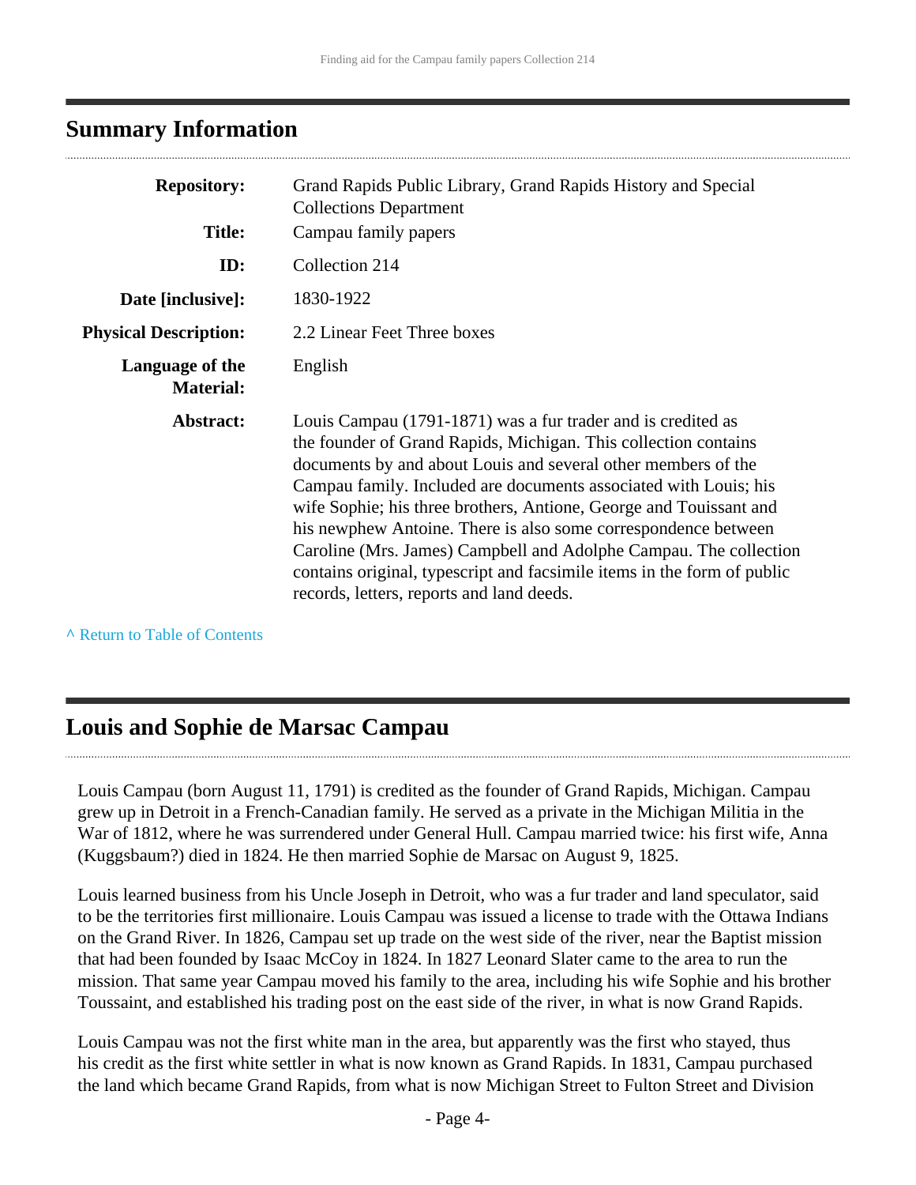## Summary Information

| | |
|---|---|
| **Repository:** | Grand Rapids Public Library, Grand Rapids History and Special Collections Department |
| **Title:** | Campau family papers |
| **ID:** | Collection 214 |
| **Date [inclusive]:** | 1830-1922 |
| **Physical Description:** | 2.2 Linear Feet Three boxes |
| **Language of the Material:** | English |
| **Abstract:** | Louis Campau (1791-1871) was a fur trader and is credited as the founder of Grand Rapids, Michigan. This collection contains documents by and about Louis and several other members of the Campau family. Included are documents associated with Louis; his wife Sophie; his three brothers, Antione, George and Touissant and his newphew Antoine. There is also some correspondence between Caroline (Mrs. James) Campbell and Adolphe Campau. The collection contains original, typescript and facsimile items in the form of public records, letters, reports and land deeds. |

^ Return to Table of Contents

## Louis and Sophie de Marsac Campau

Louis Campau (born August 11, 1791) is credited as the founder of Grand Rapids, Michigan. Campau grew up in Detroit in a French-Canadian family. He served as a private in the Michigan Militia in the War of 1812, where he was surrendered under General Hull. Campau married twice: his first wife, Anna (Kuggsbaum?) died in 1824. He then married Sophie de Marsac on August 9, 1825.

Louis learned business from his Uncle Joseph in Detroit, who was a fur trader and land speculator, said to be the territories first millionaire. Louis Campau was issued a license to trade with the Ottawa Indians on the Grand River. In 1826, Campau set up trade on the west side of the river, near the Baptist mission that had been founded by Isaac McCoy in 1824. In 1827 Leonard Slater came to the area to run the mission. That same year Campau moved his family to the area, including his wife Sophie and his brother Toussaint, and established his trading post on the east side of the river, in what is now Grand Rapids.

Louis Campau was not the first white man in the area, but apparently was the first who stayed, thus his credit as the first white settler in what is now known as Grand Rapids. In 1831, Campau purchased the land which became Grand Rapids, from what is now Michigan Street to Fulton Street and Division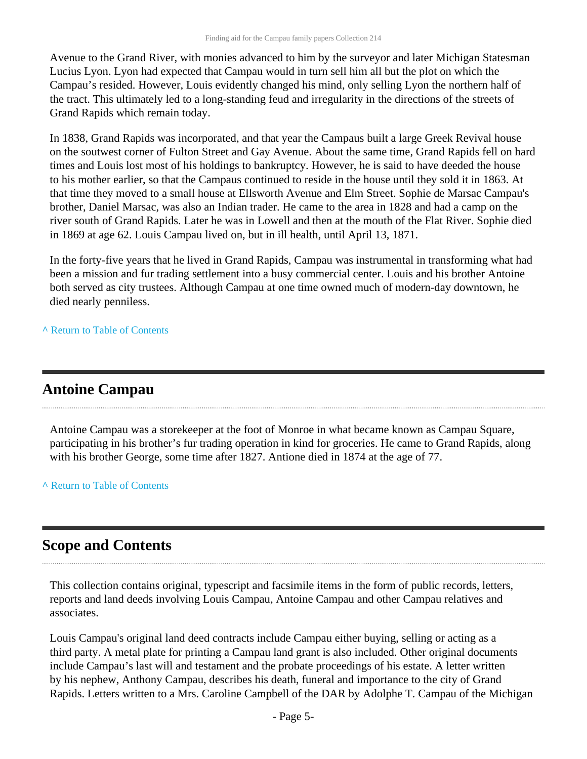Avenue to the Grand River, with monies advanced to him by the surveyor and later Michigan Statesman Lucius Lyon. Lyon had expected that Campau would in turn sell him all but the plot on which the Campau's resided. However, Louis evidently changed his mind, only selling Lyon the northern half of the tract. This ultimately led to a long-standing feud and irregularity in the directions of the streets of Grand Rapids which remain today.

In 1838, Grand Rapids was incorporated, and that year the Campaus built a large Greek Revival house on the soutwest corner of Fulton Street and Gay Avenue. About the same time, Grand Rapids fell on hard times and Louis lost most of his holdings to bankruptcy. However, he is said to have deeded the house to his mother earlier, so that the Campaus continued to reside in the house until they sold it in 1863. At that time they moved to a small house at Ellsworth Avenue and Elm Street. Sophie de Marsac Campau's brother, Daniel Marsac, was also an Indian trader. He came to the area in 1828 and had a camp on the river south of Grand Rapids. Later he was in Lowell and then at the mouth of the Flat River. Sophie died in 1869 at age 62. Louis Campau lived on, but in ill health, until April 13, 1871.

In the forty-five years that he lived in Grand Rapids, Campau was instrumental in transforming what had been a mission and fur trading settlement into a busy commercial center. Louis and his brother Antoine both served as city trustees. Although Campau at one time owned much of modern-day downtown, he died nearly penniless.

^ Return to Table of Contents

## Antoine Campau

Antoine Campau was a storekeeper at the foot of Monroe in what became known as Campau Square, participating in his brother's fur trading operation in kind for groceries. He came to Grand Rapids, along with his brother George, some time after 1827. Antione died in 1874 at the age of 77.

^ Return to Table of Contents

## Scope and Contents

This collection contains original, typescript and facsimile items in the form of public records, letters, reports and land deeds involving Louis Campau, Antoine Campau and other Campau relatives and associates.

Louis Campau's original land deed contracts include Campau either buying, selling or acting as a third party. A metal plate for printing a Campau land grant is also included. Other original documents include Campau's last will and testament and the probate proceedings of his estate. A letter written by his nephew, Anthony Campau, describes his death, funeral and importance to the city of Grand Rapids. Letters written to a Mrs. Caroline Campbell of the DAR by Adolphe T. Campau of the Michigan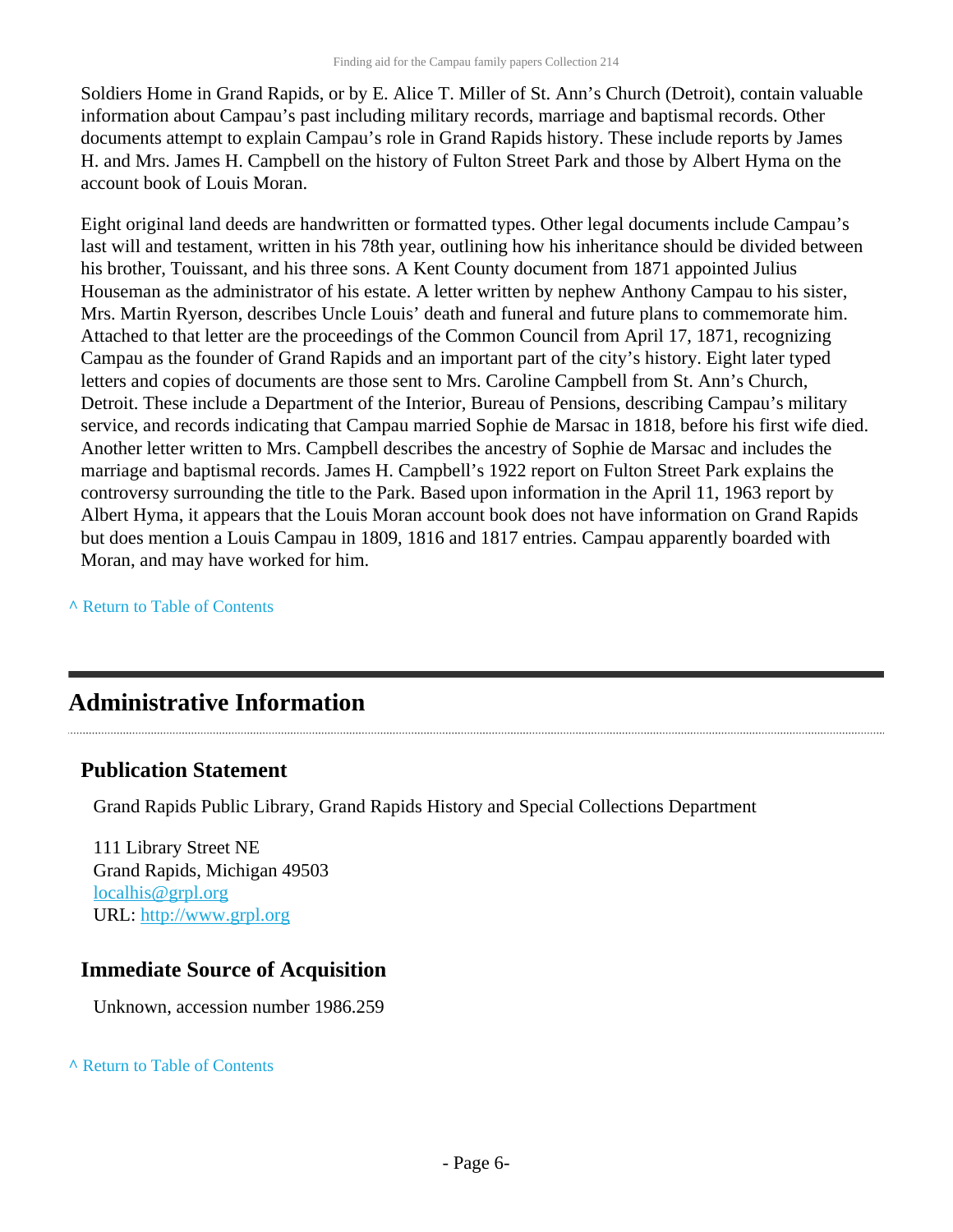Soldiers Home in Grand Rapids, or by E. Alice T. Miller of St. Ann's Church (Detroit), contain valuable information about Campau's past including military records, marriage and baptismal records. Other documents attempt to explain Campau's role in Grand Rapids history. These include reports by James H. and Mrs. James H. Campbell on the history of Fulton Street Park and those by Albert Hyma on the account book of Louis Moran.

Eight original land deeds are handwritten or formatted types. Other legal documents include Campau's last will and testament, written in his 78th year, outlining how his inheritance should be divided between his brother, Touissant, and his three sons. A Kent County document from 1871 appointed Julius Houseman as the administrator of his estate. A letter written by nephew Anthony Campau to his sister, Mrs. Martin Ryerson, describes Uncle Louis' death and funeral and future plans to commemorate him. Attached to that letter are the proceedings of the Common Council from April 17, 1871, recognizing Campau as the founder of Grand Rapids and an important part of the city's history. Eight later typed letters and copies of documents are those sent to Mrs. Caroline Campbell from St. Ann's Church, Detroit. These include a Department of the Interior, Bureau of Pensions, describing Campau's military service, and records indicating that Campau married Sophie de Marsac in 1818, before his first wife died. Another letter written to Mrs. Campbell describes the ancestry of Sophie de Marsac and includes the marriage and baptismal records. James H. Campbell's 1922 report on Fulton Street Park explains the controversy surrounding the title to the Park. Based upon information in the April 11, 1963 report by Albert Hyma, it appears that the Louis Moran account book does not have information on Grand Rapids but does mention a Louis Campau in 1809, 1816 and 1817 entries. Campau apparently boarded with Moran, and may have worked for him.

^ Return to Table of Contents

## Administrative Information

### Publication Statement

Grand Rapids Public Library, Grand Rapids History and Special Collections Department

111 Library Street NE
Grand Rapids, Michigan 49503
localhis@grpl.org
URL: http://www.grpl.org

### Immediate Source of Acquisition

Unknown, accession number 1986.259

^ Return to Table of Contents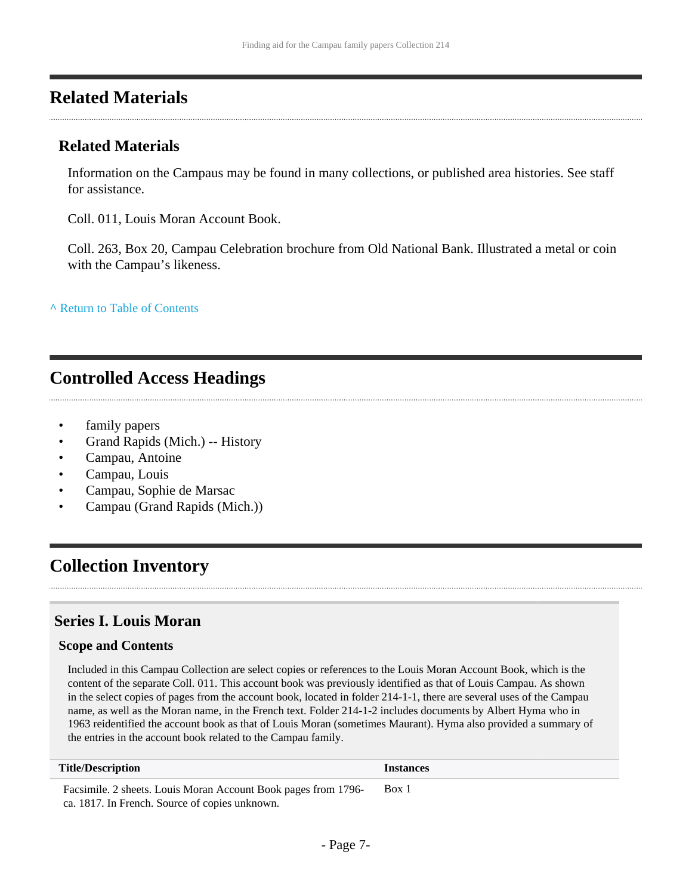## Related Materials

### Related Materials

Information on the Campaus may be found in many collections, or published area histories. See staff for assistance.

Coll. 011, Louis Moran Account Book.

Coll. 263, Box 20, Campau Celebration brochure from Old National Bank. Illustrated a metal or coin with the Campau's likeness.

^ Return to Table of Contents

## Controlled Access Headings

- family papers
- Grand Rapids (Mich.) -- History
- Campau, Antoine
- Campau, Louis
- Campau, Sophie de Marsac
- Campau (Grand Rapids (Mich.))

## Collection Inventory

### Series I. Louis Moran

#### Scope and Contents

Included in this Campau Collection are select copies or references to the Louis Moran Account Book, which is the content of the separate Coll. 011. This account book was previously identified as that of Louis Campau. As shown in the select copies of pages from the account book, located in folder 214-1-1, there are several uses of the Campau name, as well as the Moran name, in the French text. Folder 214-1-2 includes documents by Albert Hyma who in 1963 reidentified the account book as that of Louis Moran (sometimes Maurant). Hyma also provided a summary of the entries in the account book related to the Campau family.

| Title/Description | Instances |
| --- | --- |
| Facsimile. 2 sheets. Louis Moran Account Book pages from 1796-ca. 1817. In French. Source of copies unknown. | Box 1 |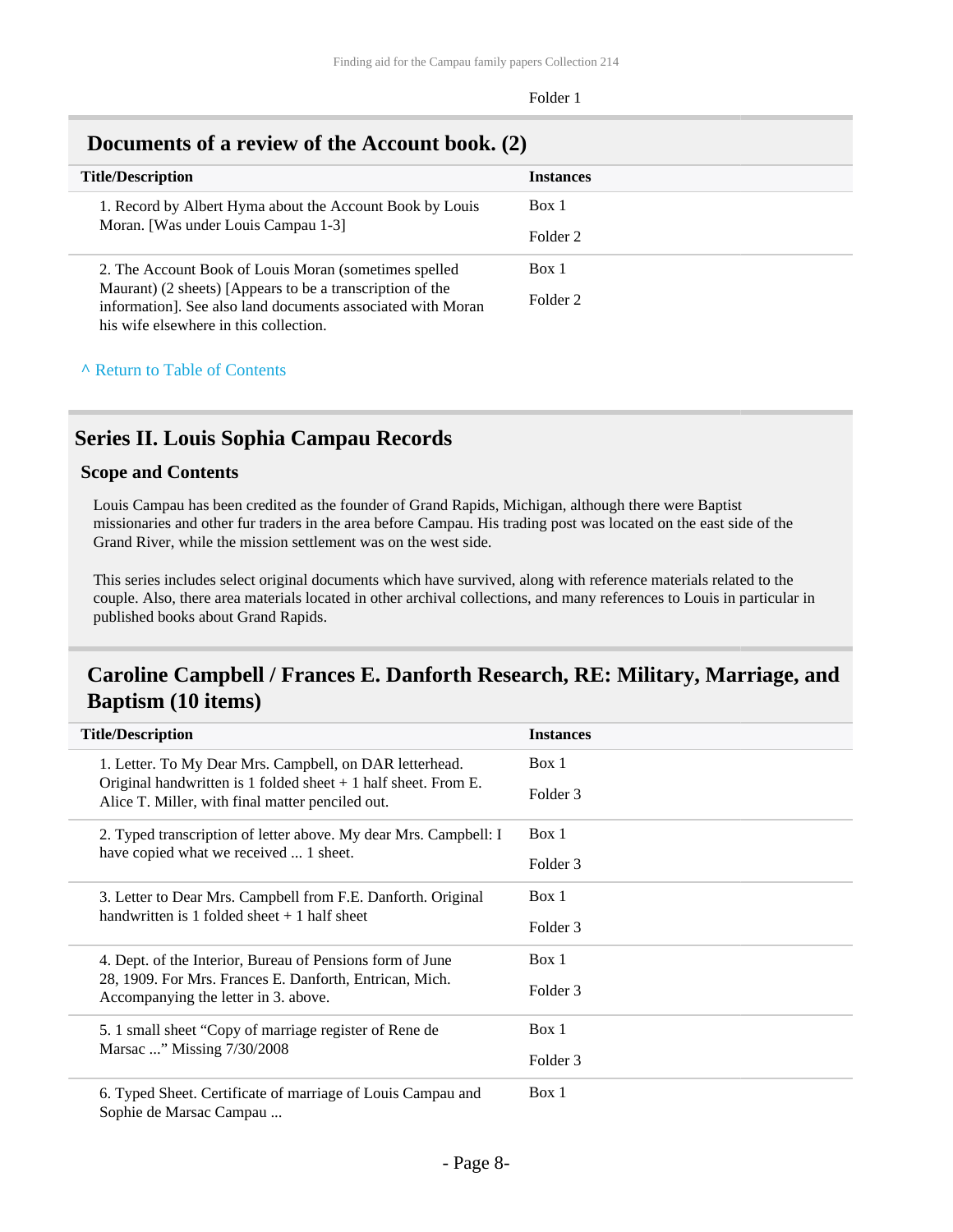Folder 1

### Documents of a review of the Account book. (2)

| Title/Description | Instances |
| --- | --- |
| 1. Record by Albert Hyma about the Account Book by Louis Moran. [Was under Louis Campau 1-3] | Box 1<br>Folder 2 |
| 2. The Account Book of Louis Moran (sometimes spelled Maurant) (2 sheets) [Appears to be a transcription of the information]. See also land documents associated with Moran his wife elsewhere in this collection. | Box 1<br>Folder 2 |

^ Return to Table of Contents

## Series II. Louis Sophia Campau Records

### Scope and Contents

Louis Campau has been credited as the founder of Grand Rapids, Michigan, although there were Baptist missionaries and other fur traders in the area before Campau. His trading post was located on the east side of the Grand River, while the mission settlement was on the west side.

This series includes select original documents which have survived, along with reference materials related to the couple. Also, there area materials located in other archival collections, and many references to Louis in particular in published books about Grand Rapids.

### Caroline Campbell / Frances E. Danforth Research, RE: Military, Marriage, and Baptism (10 items)

| Title/Description | Instances |
| --- | --- |
| 1. Letter. To My Dear Mrs. Campbell, on DAR letterhead. Original handwritten is 1 folded sheet + 1 half sheet. From E. Alice T. Miller, with final matter penciled out. | Box 1<br>Folder 3 |
| 2. Typed transcription of letter above. My dear Mrs. Campbell: I have copied what we received ... 1 sheet. | Box 1<br>Folder 3 |
| 3. Letter to Dear Mrs. Campbell from F.E. Danforth. Original handwritten is 1 folded sheet + 1 half sheet | Box 1<br>Folder 3 |
| 4. Dept. of the Interior, Bureau of Pensions form of June 28, 1909. For Mrs. Frances E. Danforth, Entrican, Mich. Accompanying the letter in 3. above. | Box 1<br>Folder 3 |
| 5. 1 small sheet "Copy of marriage register of Rene de Marsac ..." Missing 7/30/2008 | Box 1<br>Folder 3 |
| 6. Typed Sheet. Certificate of marriage of Louis Campau and Sophie de Marsac Campau ... | Box 1 |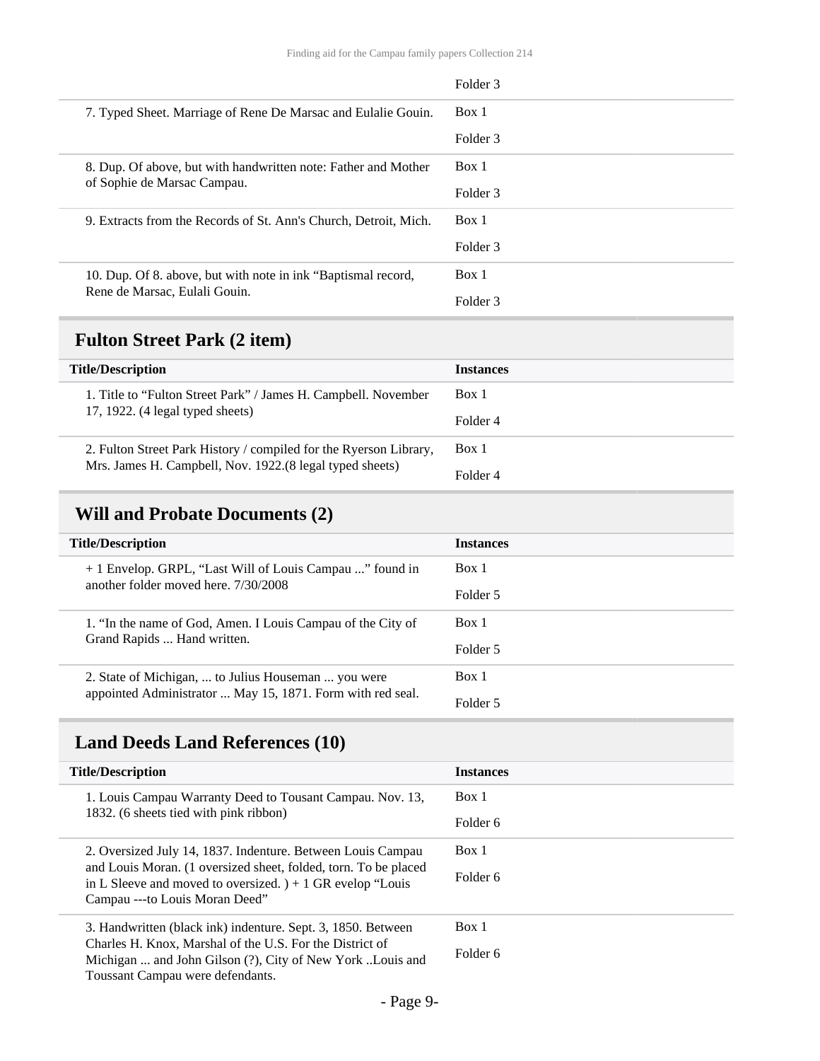| | |
|---|---|
| | Folder 3 |
| 7. Typed Sheet. Marriage of Rene De Marsac and Eulalie Gouin. | Box 1<br>Folder 3 |
| 8. Dup. Of above, but with handwritten note: Father and Mother of Sophie de Marsac Campau. | Box 1<br>Folder 3 |
| 9. Extracts from the Records of St. Ann's Church, Detroit, Mich. | Box 1<br>Folder 3 |
| 10. Dup. Of 8. above, but with note in ink "Baptismal record, Rene de Marsac, Eulali Gouin. | Box 1<br>Folder 3 |

## Fulton Street Park (2 item)

| Title/Description | Instances |
|---|---|
| 1. Title to "Fulton Street Park" / James H. Campbell. November 17, 1922. (4 legal typed sheets) | Box 1<br>Folder 4 |
| 2. Fulton Street Park History / compiled for the Ryerson Library, Mrs. James H. Campbell, Nov. 1922.(8 legal typed sheets) | Box 1<br>Folder 4 |

## Will and Probate Documents (2)

| Title/Description | Instances |
|---|---|
| + 1 Envelop. GRPL, "Last Will of Louis Campau ..." found in another folder moved here. 7/30/2008 | Box 1<br>Folder 5 |
| 1. "In the name of God, Amen. I Louis Campau of the City of Grand Rapids ... Hand written. | Box 1<br>Folder 5 |
| 2. State of Michigan, ... to Julius Houseman ... you were appointed Administrator ... May 15, 1871. Form with red seal. | Box 1<br>Folder 5 |

## Land Deeds Land References (10)

| Title/Description | Instances |
|---|---|
| 1. Louis Campau Warranty Deed to Tousant Campau. Nov. 13, 1832. (6 sheets tied with pink ribbon) | Box 1<br>Folder 6 |
| 2. Oversized July 14, 1837. Indenture. Between Louis Campau and Louis Moran. (1 oversized sheet, folded, torn. To be placed in L Sleeve and moved to oversized. ) + 1 GR evelop "Louis Campau ---to Louis Moran Deed" | Box 1<br>Folder 6 |
| 3. Handwritten (black ink) indenture. Sept. 3, 1850. Between Charles H. Knox, Marshal of the U.S. For the District of Michigan ... and John Gilson (?), City of New York ..Louis and Toussant Campau were defendants. | Box 1<br>Folder 6 |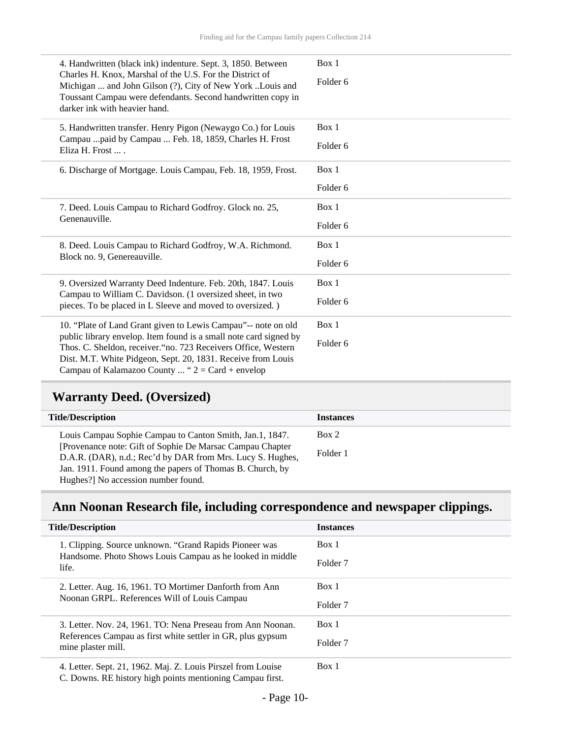| | |
|---|---|
| 4. Handwritten (black ink) indenture. Sept. 3, 1850. Between Charles H. Knox, Marshal of the U.S. For the District of Michigan ... and John Gilson (?), City of New York ..Louis and Toussant Campau were defendants. Second handwritten copy in darker ink with heavier hand. | Box 1<br>Folder 6 |
| 5. Handwritten transfer. Henry Pigon (Newaygo Co.) for Louis Campau ...paid by Campau ... Feb. 18, 1859, Charles H. Frost Eliza H. Frost ... . | Box 1<br>Folder 6 |
| 6. Discharge of Mortgage. Louis Campau, Feb. 18, 1959, Frost. | Box 1<br>Folder 6 |
| 7. Deed. Louis Campau to Richard Godfroy. Glock no. 25, Genenauville. | Box 1<br>Folder 6 |
| 8. Deed. Louis Campau to Richard Godfroy, W.A. Richmond. Block no. 9, Genereauville. | Box 1<br>Folder 6 |
| 9. Oversized Warranty Deed Indenture. Feb. 20th, 1847. Louis Campau to William C. Davidson. (1 oversized sheet, in two pieces. To be placed in L Sleeve and moved to oversized. ) | Box 1<br>Folder 6 |
| 10. "Plate of Land Grant given to Lewis Campau"-- note on old public library envelop. Item found is a small note card signed by Thos. C. Sheldon, receiver."no. 723 Receivers Office, Western Dist. M.T. White Pidgeon, Sept. 20, 1831. Receive from Louis Campau of Kalamazoo County ... " 2 = Card + envelop | Box 1<br>Folder 6 |

## Warranty Deed. (Oversized)

| Title/Description | Instances |
|---|---|
| Louis Campau Sophie Campau to Canton Smith, Jan.1, 1847. [Provenance note: Gift of Sophie De Marsac Campau Chapter D.A.R. (DAR), n.d.; Rec'd by DAR from Mrs. Lucy S. Hughes, Jan. 1911. Found among the papers of Thomas B. Church, by Hughes?] No accession number found. | Box 2<br>Folder 1 |

## Ann Noonan Research file, including correspondence and newspaper clippings.

| Title/Description | Instances |
|---|---|
| 1. Clipping. Source unknown. "Grand Rapids Pioneer was Handsome. Photo Shows Louis Campau as he looked in middle life. | Box 1<br>Folder 7 |
| 2. Letter. Aug. 16, 1961. TO Mortimer Danforth from Ann Noonan GRPL. References Will of Louis Campau | Box 1<br>Folder 7 |
| 3. Letter. Nov. 24, 1961. TO: Nena Preseau from Ann Noonan. References Campau as first white settler in GR, plus gypsum mine plaster mill. | Box 1<br>Folder 7 |
| 4. Letter. Sept. 21, 1962. Maj. Z. Louis Pirszel from Louise C. Downs. RE history high points mentioning Campau first. | Box 1 |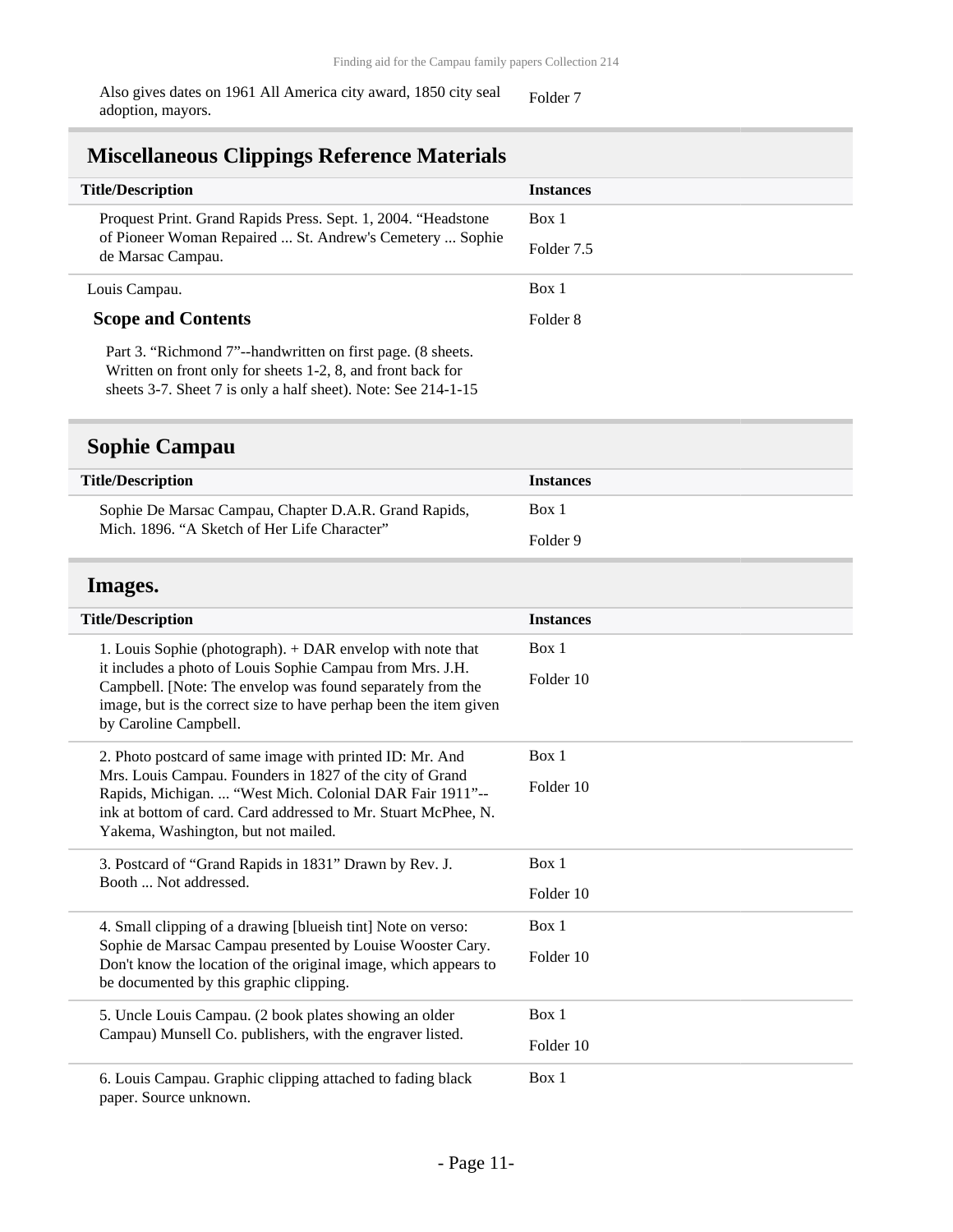| Title/Description | Instances |
| --- | --- |
| Also gives dates on 1961 All America city award, 1850 city seal adoption, mayors. | Folder 7 |

## Miscellaneous Clippings Reference Materials

| Title/Description | Instances |
| --- | --- |
| Proquest Print. Grand Rapids Press. Sept. 1, 2004. “Headstone of Pioneer Woman Repaired ... St. Andrew's Cemetery ... Sophie de Marsac Campau. | Box 1<br>Folder 7.5 |
| Louis Campau.<br>**Scope and Contents**<br>Part 3. “Richmond 7”--handwritten on first page. (8 sheets. Written on front only for sheets 1-2, 8, and front back for sheets 3-7. Sheet 7 is only a half sheet). Note: See 214-1-15 | Box 1<br>Folder 8 |

## Sophie Campau

| Title/Description | Instances |
| --- | --- |
| Sophie De Marsac Campau, Chapter D.A.R. Grand Rapids, Mich. 1896. “A Sketch of Her Life Character” | Box 1<br>Folder 9 |

## Images.

| Title/Description | Instances |
| --- | --- |
| 1. Louis Sophie (photograph). + DAR envelop with note that it includes a photo of Louis Sophie Campau from Mrs. J.H. Campbell. [Note: The envelop was found separately from the image, but is the correct size to have perhap been the item given by Caroline Campbell. | Box 1<br>Folder 10 |
| 2. Photo postcard of same image with printed ID: Mr. And Mrs. Louis Campau. Founders in 1827 of the city of Grand Rapids, Michigan. ... “West Mich. Colonial DAR Fair 1911”--ink at bottom of card. Card addressed to Mr. Stuart McPhee, N. Yakema, Washington, but not mailed. | Box 1<br>Folder 10 |
| 3. Postcard of “Grand Rapids in 1831” Drawn by Rev. J. Booth ... Not addressed. | Box 1<br>Folder 10 |
| 4. Small clipping of a drawing [blueish tint] Note on verso: Sophie de Marsac Campau presented by Louise Wooster Cary. Don't know the location of the original image, which appears to be documented by this graphic clipping. | Box 1<br>Folder 10 |
| 5. Uncle Louis Campau. (2 book plates showing an older Campau) Munsell Co. publishers, with the engraver listed. | Box 1<br>Folder 10 |
| 6. Louis Campau. Graphic clipping attached to fading black paper. Source unknown. | Box 1 |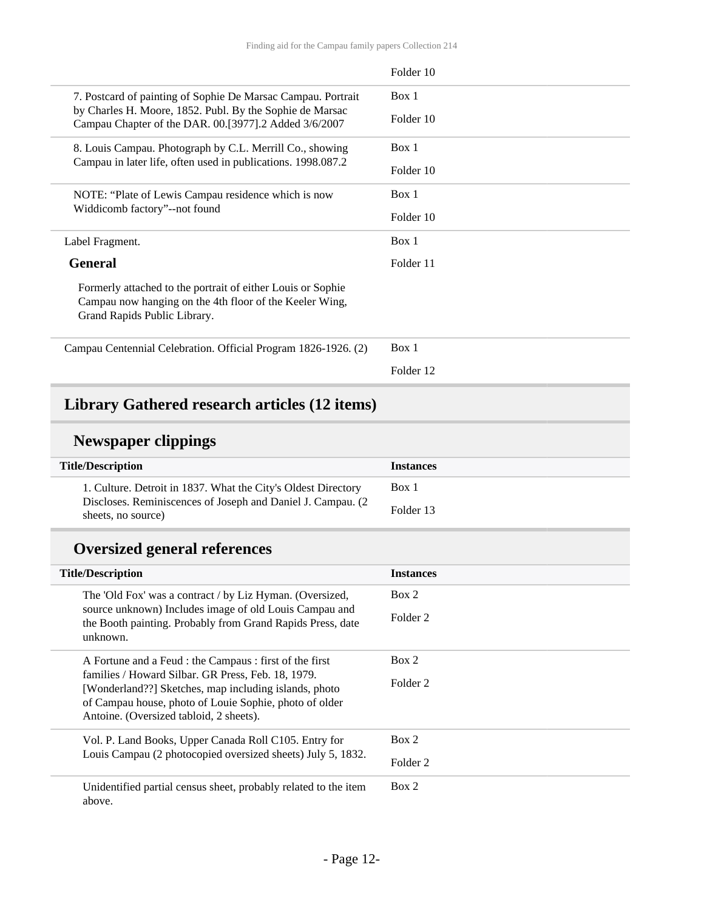| Title/Description | Instances |
|---|---|
| | Folder 10 |
| 7. Postcard of painting of Sophie De Marsac Campau. Portrait by Charles H. Moore, 1852. Publ. By the Sophie de Marsac Campau Chapter of the DAR. 00.[3977].2 Added 3/6/2007 | Box 1<br>Folder 10 |
| 8. Louis Campau. Photograph by C.L. Merrill Co., showing Campau in later life, often used in publications. 1998.087.2 | Box 1<br>Folder 10 |
| NOTE: "Plate of Lewis Campau residence which is now Widdicomb factory"--not found | Box 1<br>Folder 10 |
| Label Fragment.<br>**General**<br>Formerly attached to the portrait of either Louis or Sophie Campau now hanging on the 4th floor of the Keeler Wing, Grand Rapids Public Library. | Box 1<br>Folder 11 |
| Campau Centennial Celebration. Official Program 1826-1926. (2) | Box 1<br>Folder 12 |

## Library Gathered research articles (12 items)

### Newspaper clippings

| Title/Description | Instances |
|---|---|
| 1. Culture. Detroit in 1837. What the City's Oldest Directory Discloses. Reminiscences of Joseph and Daniel J. Campau. (2 sheets, no source) | Box 1<br>Folder 13 |

### Oversized general references

| Title/Description | Instances |
|---|---|
| The 'Old Fox' was a contract / by Liz Hyman. (Oversized, source unknown) Includes image of old Louis Campau and the Booth painting. Probably from Grand Rapids Press, date unknown. | Box 2<br>Folder 2 |
| A Fortune and a Feud : the Campaus : first of the first families / Howard Silbar. GR Press, Feb. 18, 1979. [Wonderland??] Sketches, map including islands, photo of Campau house, photo of Louie Sophie, photo of older Antoine. (Oversized tabloid, 2 sheets). | Box 2<br>Folder 2 |
| Vol. P. Land Books, Upper Canada Roll C105. Entry for Louis Campau (2 photocopied oversized sheets) July 5, 1832. | Box 2<br>Folder 2 |
| Unidentified partial census sheet, probably related to the item above. | Box 2 |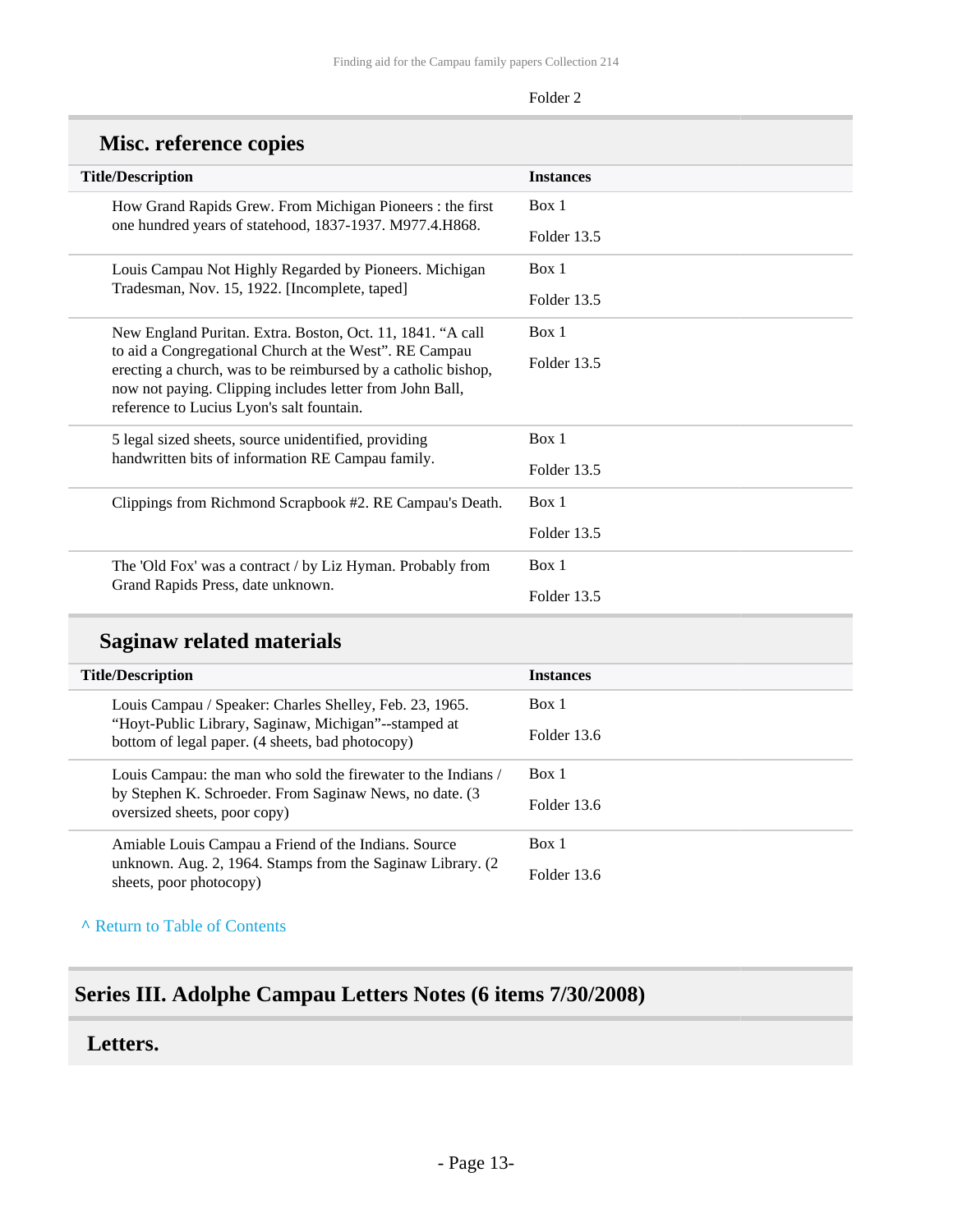Folder 2

## Misc. reference copies

| Title/Description | Instances |
| --- | --- |
| How Grand Rapids Grew. From Michigan Pioneers : the first one hundred years of statehood, 1837-1937. M977.4.H868. | Box 1<br>Folder 13.5 |
| Louis Campau Not Highly Regarded by Pioneers. Michigan Tradesman, Nov. 15, 1922. [Incomplete, taped] | Box 1<br>Folder 13.5 |
| New England Puritan. Extra. Boston, Oct. 11, 1841. "A call to aid a Congregational Church at the West". RE Campau erecting a church, was to be reimbursed by a catholic bishop, now not paying. Clipping includes letter from John Ball, reference to Lucius Lyon's salt fountain. | Box 1<br>Folder 13.5 |
| 5 legal sized sheets, source unidentified, providing handwritten bits of information RE Campau family. | Box 1<br>Folder 13.5 |
| Clippings from Richmond Scrapbook #2. RE Campau's Death. | Box 1<br>Folder 13.5 |
| The 'Old Fox' was a contract / by Liz Hyman. Probably from Grand Rapids Press, date unknown. | Box 1<br>Folder 13.5 |

## Saginaw related materials

| Title/Description | Instances |
| --- | --- |
| Louis Campau / Speaker: Charles Shelley, Feb. 23, 1965. "Hoyt-Public Library, Saginaw, Michigan"--stamped at bottom of legal paper. (4 sheets, bad photocopy) | Box 1<br>Folder 13.6 |
| Louis Campau: the man who sold the firewater to the Indians / by Stephen K. Schroeder. From Saginaw News, no date. (3 oversized sheets, poor copy) | Box 1<br>Folder 13.6 |
| Amiable Louis Campau a Friend of the Indians. Source unknown. Aug. 2, 1964. Stamps from the Saginaw Library. (2 sheets, poor photocopy) | Box 1<br>Folder 13.6 |

^ Return to Table of Contents

# Series III. Adolphe Campau Letters Notes (6 items 7/30/2008)

## Letters.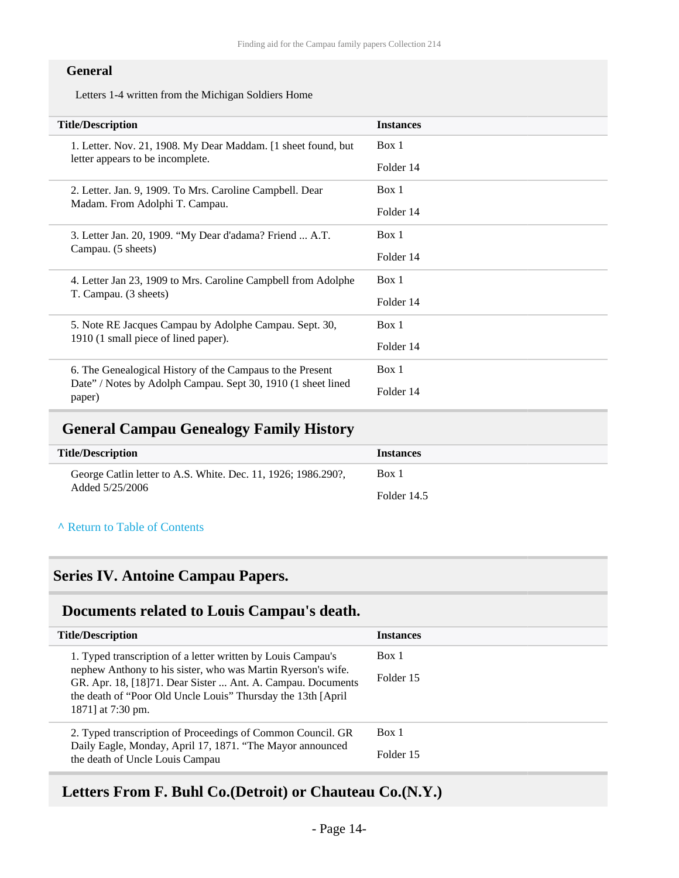#### General

Letters 1-4 written from the Michigan Soldiers Home

| Title/Description | Instances |
|---|---|
| 1. Letter. Nov. 21, 1908. My Dear Maddam. [1 sheet found, but letter appears to be incomplete. | Box 1<br>Folder 14 |
| 2. Letter. Jan. 9, 1909. To Mrs. Caroline Campbell. Dear Madam. From Adolphi T. Campau. | Box 1<br>Folder 14 |
| 3. Letter Jan. 20, 1909. “My Dear d'adama? Friend ... A.T. Campau. (5 sheets) | Box 1<br>Folder 14 |
| 4. Letter Jan 23, 1909 to Mrs. Caroline Campbell from Adolphe T. Campau. (3 sheets) | Box 1<br>Folder 14 |
| 5. Note RE Jacques Campau by Adolphe Campau. Sept. 30, 1910 (1 small piece of lined paper). | Box 1<br>Folder 14 |
| 6. The Genealogical History of the Campaus to the Present Date” / Notes by Adolph Campau. Sept 30, 1910 (1 sheet lined paper) | Box 1<br>Folder 14 |

### General Campau Genealogy Family History

| Title/Description | Instances |
|---|---|
| George Catlin letter to A.S. White. Dec. 11, 1926; 1986.290?, Added 5/25/2006 | Box 1<br>Folder 14.5 |

^ Return to Table of Contents

## Series IV. Antoine Campau Papers.

### Documents related to Louis Campau's death.

| Title/Description | Instances |
|---|---|
| 1. Typed transcription of a letter written by Louis Campau's nephew Anthony to his sister, who was Martin Ryerson's wife. GR. Apr. 18, [18]71. Dear Sister ... Ant. A. Campau. Documents the death of “Poor Old Uncle Louis” Thursday the 13th [April 1871] at 7:30 pm. | Box 1<br>Folder 15 |
| 2. Typed transcription of Proceedings of Common Council. GR Daily Eagle, Monday, April 17, 1871. “The Mayor announced the death of Uncle Louis Campau | Box 1<br>Folder 15 |

### Letters From F. Buhl Co.(Detroit) or Chauteau Co.(N.Y.)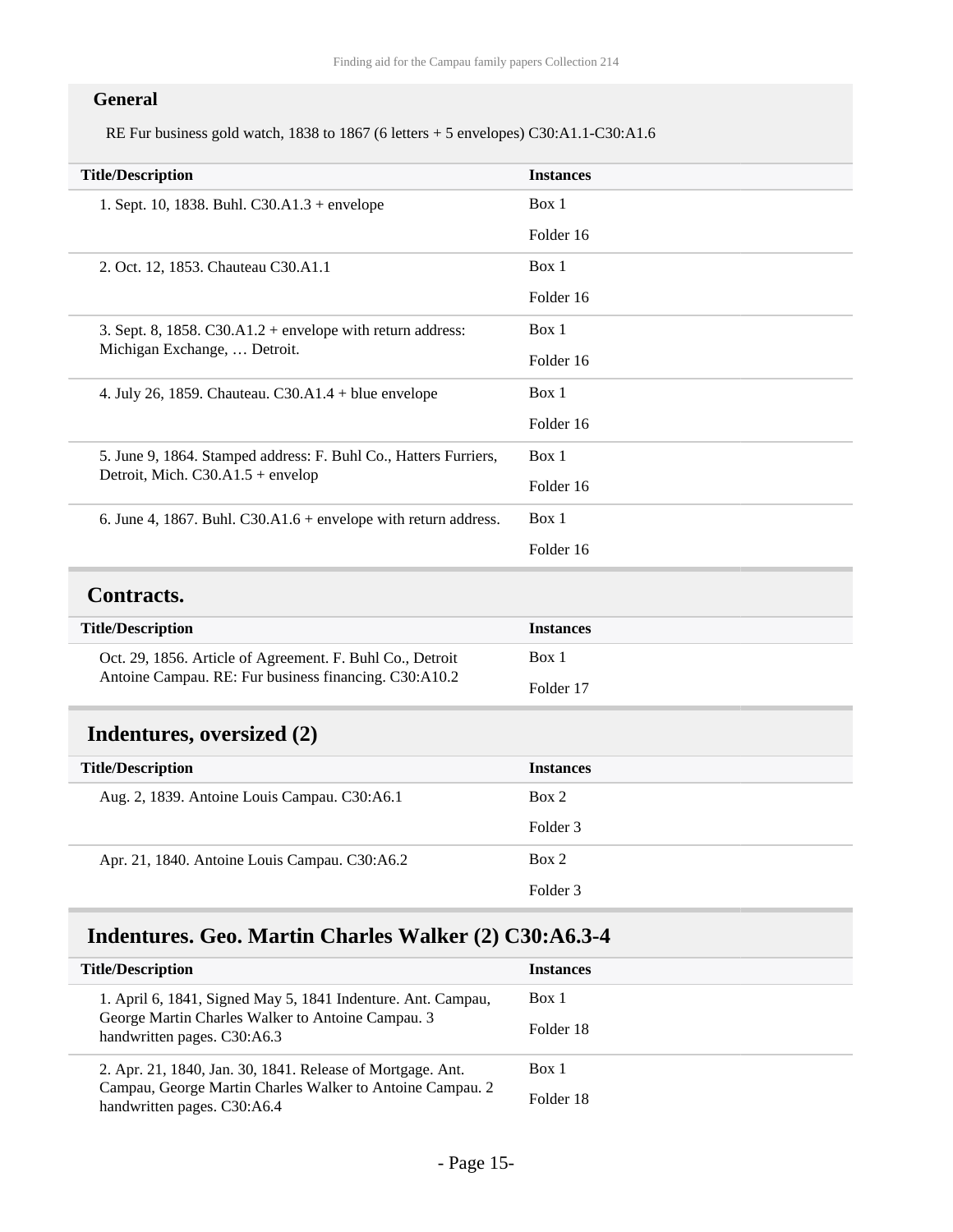### General

RE Fur business gold watch, 1838 to 1867 (6 letters + 5 envelopes) C30:A1.1-C30:A1.6

| Title/Description | Instances |
| --- | --- |
| 1. Sept. 10, 1838. Buhl. C30.A1.3 + envelope | Box 1<br>Folder 16 |
| 2. Oct. 12, 1853. Chauteau C30.A1.1 | Box 1<br>Folder 16 |
| 3. Sept. 8, 1858. C30.A1.2 + envelope with return address: Michigan Exchange, … Detroit. | Box 1<br>Folder 16 |
| 4. July 26, 1859. Chauteau. C30.A1.4 + blue envelope | Box 1<br>Folder 16 |
| 5. June 9, 1864. Stamped address: F. Buhl Co., Hatters Furriers, Detroit, Mich. C30.A1.5 + envelop | Box 1<br>Folder 16 |
| 6. June 4, 1867. Buhl. C30.A1.6 + envelope with return address. | Box 1<br>Folder 16 |

## Contracts.

| Title/Description | Instances |
| --- | --- |
| Oct. 29, 1856. Article of Agreement. F. Buhl Co., Detroit Antoine Campau. RE: Fur business financing. C30:A10.2 | Box 1<br>Folder 17 |

## Indentures, oversized (2)

| Title/Description | Instances |
| --- | --- |
| Aug. 2, 1839. Antoine Louis Campau. C30:A6.1 | Box 2<br>Folder 3 |
| Apr. 21, 1840. Antoine Louis Campau. C30:A6.2 | Box 2<br>Folder 3 |

## Indentures. Geo. Martin Charles Walker (2) C30:A6.3-4

| Title/Description | Instances |
| --- | --- |
| 1. April 6, 1841, Signed May 5, 1841 Indenture. Ant. Campau, George Martin Charles Walker to Antoine Campau. 3 handwritten pages. C30:A6.3 | Box 1<br>Folder 18 |
| 2. Apr. 21, 1840, Jan. 30, 1841. Release of Mortgage. Ant. Campau, George Martin Charles Walker to Antoine Campau. 2 handwritten pages. C30:A6.4 | Box 1<br>Folder 18 |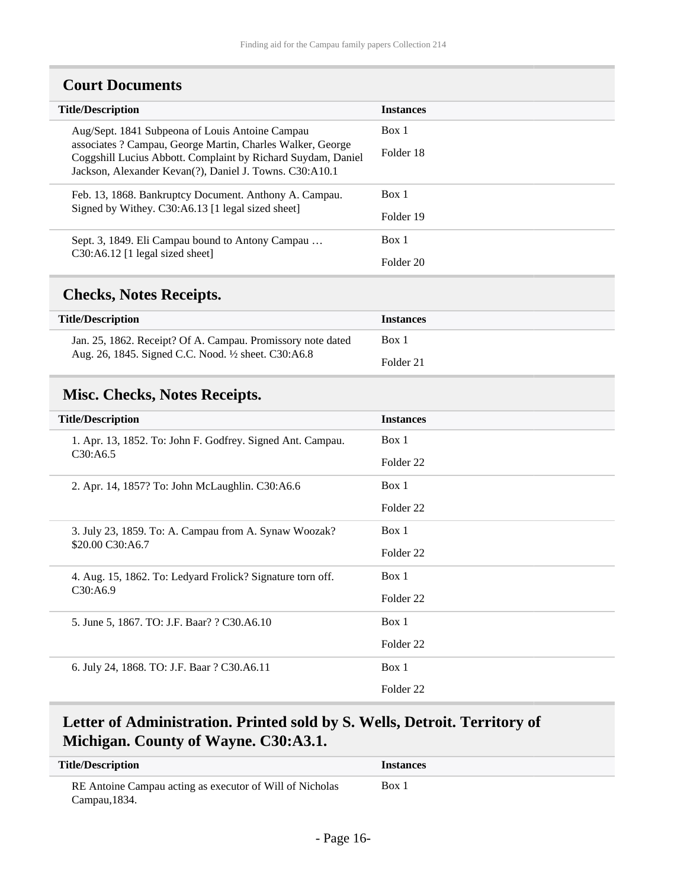## Court Documents

| Title/Description | Instances |
|---|---|
| Aug/Sept. 1841 Subpeona of Louis Antoine Campau associates ? Campau, George Martin, Charles Walker, George Coggshill Lucius Abbott. Complaint by Richard Suydam, Daniel Jackson, Alexander Kevan(?), Daniel J. Towns. C30:A10.1 | Box 1<br>Folder 18 |
| Feb. 13, 1868. Bankruptcy Document. Anthony A. Campau. Signed by Withey. C30:A6.13 [1 legal sized sheet] | Box 1<br>Folder 19 |
| Sept. 3, 1849. Eli Campau bound to Antony Campau … C30:A6.12 [1 legal sized sheet] | Box 1<br>Folder 20 |

## Checks, Notes Receipts.

| Title/Description | Instances |
|---|---|
| Jan. 25, 1862. Receipt? Of A. Campau. Promissory note dated Aug. 26, 1845. Signed C.C. Nood. ½ sheet. C30:A6.8 | Box 1<br>Folder 21 |

## Misc. Checks, Notes Receipts.

| Title/Description | Instances |
|---|---|
| 1. Apr. 13, 1852. To: John F. Godfrey. Signed Ant. Campau. C30:A6.5 | Box 1<br>Folder 22 |
| 2. Apr. 14, 1857? To: John McLaughlin. C30:A6.6 | Box 1<br>Folder 22 |
| 3. July 23, 1859. To: A. Campau from A. Synaw Woozak? $20.00 C30:A6.7 | Box 1<br>Folder 22 |
| 4. Aug. 15, 1862. To: Ledyard Frolick? Signature torn off. C30:A6.9 | Box 1<br>Folder 22 |
| 5. June 5, 1867. TO: J.F. Baar? ? C30.A6.10 | Box 1<br>Folder 22 |
| 6. July 24, 1868. TO: J.F. Baar ? C30.A6.11 | Box 1<br>Folder 22 |

## Letter of Administration. Printed sold by S. Wells, Detroit. Territory of Michigan. County of Wayne. C30:A3.1.

| Title/Description | Instances |
|---|---|
| RE Antoine Campau acting as executor of Will of Nicholas Campau,1834. | Box 1 |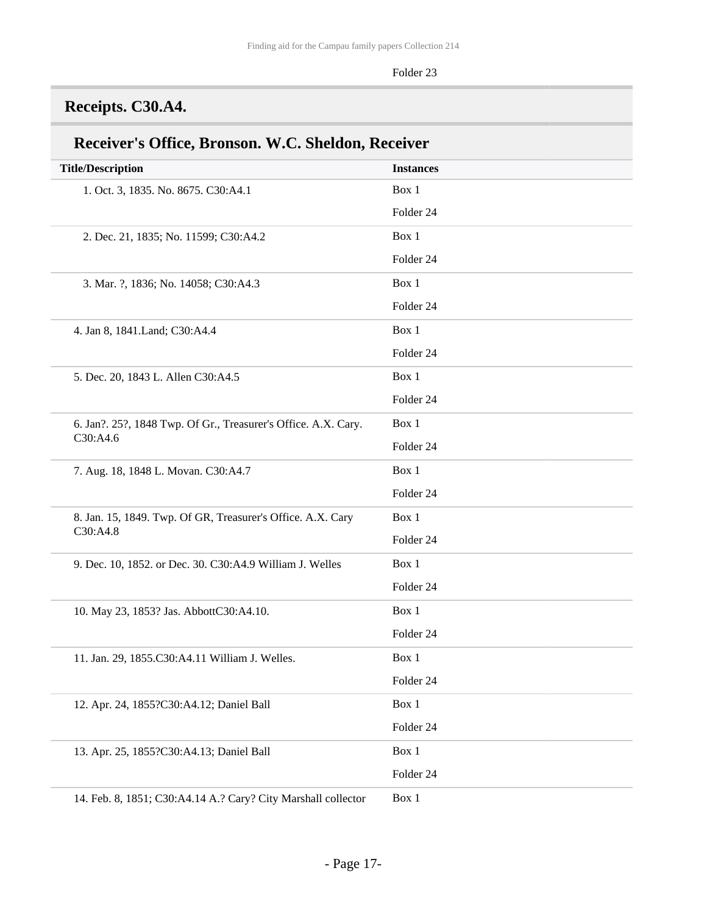Folder 23

## Receipts. C30.A4.

### Receiver's Office, Bronson. W.C. Sheldon, Receiver

| Title/Description | Instances |
| --- | --- |
| 1. Oct. 3, 1835. No. 8675. C30:A4.1 | Box 1<br>Folder 24 |
| 2. Dec. 21, 1835; No. 11599; C30:A4.2 | Box 1<br>Folder 24 |
| 3. Mar. ?, 1836; No. 14058; C30:A4.3 | Box 1<br>Folder 24 |
| 4. Jan 8, 1841.Land; C30:A4.4 | Box 1<br>Folder 24 |
| 5. Dec. 20, 1843 L. Allen C30:A4.5 | Box 1<br>Folder 24 |
| 6. Jan?. 25?, 1848 Twp. Of Gr., Treasurer's Office. A.X. Cary. C30:A4.6 | Box 1<br>Folder 24 |
| 7. Aug. 18, 1848 L. Movan. C30:A4.7 | Box 1<br>Folder 24 |
| 8. Jan. 15, 1849. Twp. Of GR, Treasurer's Office. A.X. Cary C30:A4.8 | Box 1<br>Folder 24 |
| 9. Dec. 10, 1852. or Dec. 30. C30:A4.9 William J. Welles | Box 1<br>Folder 24 |
| 10. May 23, 1853? Jas. AbbottC30:A4.10. | Box 1<br>Folder 24 |
| 11. Jan. 29, 1855.C30:A4.11 William J. Welles. | Box 1<br>Folder 24 |
| 12. Apr. 24, 1855?C30:A4.12; Daniel Ball | Box 1<br>Folder 24 |
| 13. Apr. 25, 1855?C30:A4.13; Daniel Ball | Box 1<br>Folder 24 |
| 14. Feb. 8, 1851; C30:A4.14 A.? Cary? City Marshall collector | Box 1 |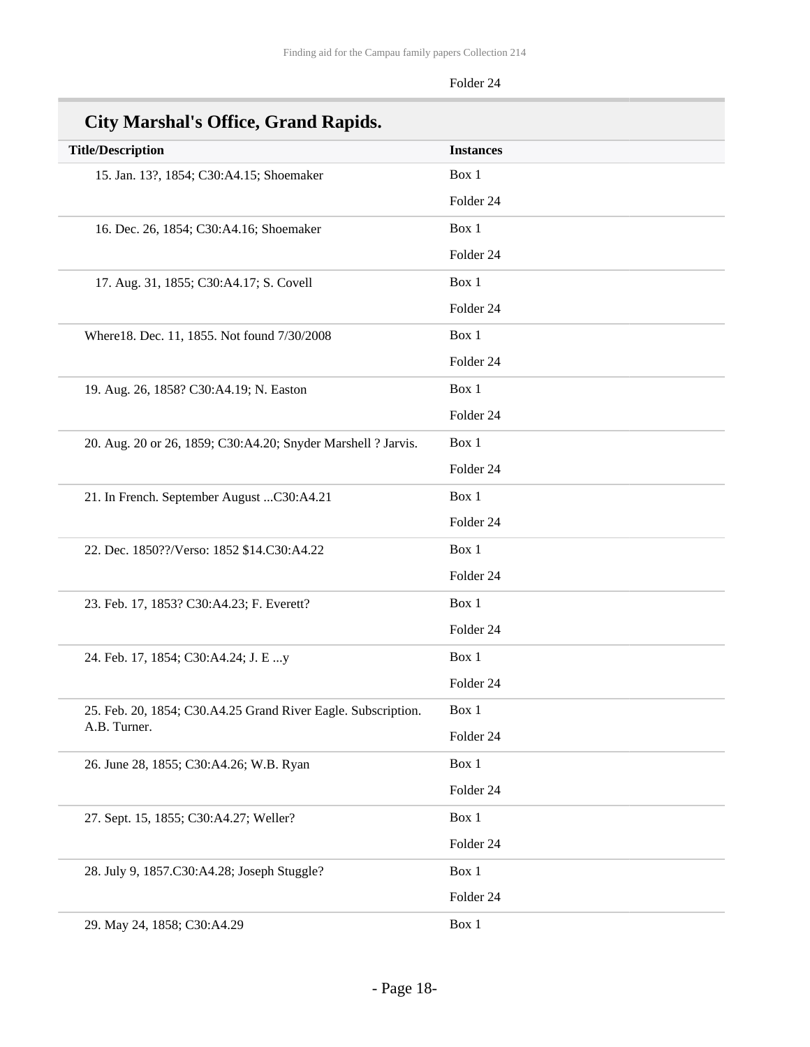| | Folder 24 |
|---|---|

## City Marshal's Office, Grand Rapids.

| Title/Description | Instances |
|---|---|
| 15. Jan. 13?, 1854; C30:A4.15; Shoemaker | Box 1<br>Folder 24 |
| 16. Dec. 26, 1854; C30:A4.16; Shoemaker | Box 1<br>Folder 24 |
| 17. Aug. 31, 1855; C30:A4.17; S. Covell | Box 1<br>Folder 24 |
| Where18. Dec. 11, 1855. Not found 7/30/2008 | Box 1<br>Folder 24 |
| 19. Aug. 26, 1858? C30:A4.19; N. Easton | Box 1<br>Folder 24 |
| 20. Aug. 20 or 26, 1859; C30:A4.20; Snyder Marshell ? Jarvis. | Box 1<br>Folder 24 |
| 21. In French. September August ...C30:A4.21 | Box 1<br>Folder 24 |
| 22. Dec. 1850??/Verso: 1852 $14.C30:A4.22 | Box 1<br>Folder 24 |
| 23. Feb. 17, 1853? C30:A4.23; F. Everett? | Box 1<br>Folder 24 |
| 24. Feb. 17, 1854; C30:A4.24; J. E ...y | Box 1<br>Folder 24 |
| 25. Feb. 20, 1854; C30.A4.25 Grand River Eagle. Subscription. A.B. Turner. | Box 1<br>Folder 24 |
| 26. June 28, 1855; C30:A4.26; W.B. Ryan | Box 1<br>Folder 24 |
| 27. Sept. 15, 1855; C30:A4.27; Weller? | Box 1<br>Folder 24 |
| 28. July 9, 1857.C30:A4.28; Joseph Stuggle? | Box 1<br>Folder 24 |
| 29. May 24, 1858; C30:A4.29 | Box 1 |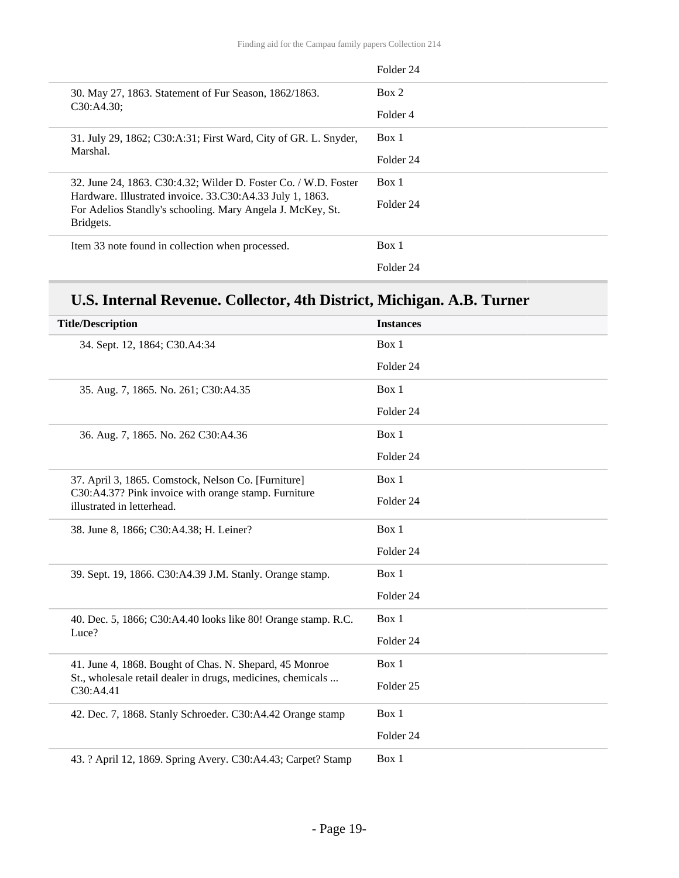| | |
|---|---|
| | Folder 24 |
| 30. May 27, 1863. Statement of Fur Season, 1862/1863. C30:A4.30; | Box 2<br>Folder 4 |
| 31. July 29, 1862; C30:A:31; First Ward, City of GR. L. Snyder, Marshal. | Box 1<br>Folder 24 |
| 32. June 24, 1863. C30:4.32; Wilder D. Foster Co. / W.D. Foster Hardware. Illustrated invoice. 33.C30:A4.33 July 1, 1863. For Adelios Standly's schooling. Mary Angela J. McKey, St. Bridgets. | Box 1<br>Folder 24 |
| Item 33 note found in collection when processed. | Box 1<br>Folder 24 |

## U.S. Internal Revenue. Collector, 4th District, Michigan. A.B. Turner

| Title/Description | Instances |
|---|---|
| 34. Sept. 12, 1864; C30.A4:34 | Box 1<br>Folder 24 |
| 35. Aug. 7, 1865. No. 261; C30:A4.35 | Box 1<br>Folder 24 |
| 36. Aug. 7, 1865. No. 262 C30:A4.36 | Box 1<br>Folder 24 |
| 37. April 3, 1865. Comstock, Nelson Co. [Furniture] C30:A4.37? Pink invoice with orange stamp. Furniture illustrated in letterhead. | Box 1<br>Folder 24 |
| 38. June 8, 1866; C30:A4.38; H. Leiner? | Box 1<br>Folder 24 |
| 39. Sept. 19, 1866. C30:A4.39 J.M. Stanly. Orange stamp. | Box 1<br>Folder 24 |
| 40. Dec. 5, 1866; C30:A4.40 looks like 80! Orange stamp. R.C. Luce? | Box 1<br>Folder 24 |
| 41. June 4, 1868. Bought of Chas. N. Shepard, 45 Monroe St., wholesale retail dealer in drugs, medicines, chemicals ... C30:A4.41 | Box 1<br>Folder 25 |
| 42. Dec. 7, 1868. Stanly Schroeder. C30:A4.42 Orange stamp | Box 1<br>Folder 24 |
| 43. ? April 12, 1869. Spring Avery. C30:A4.43; Carpet? Stamp | Box 1 |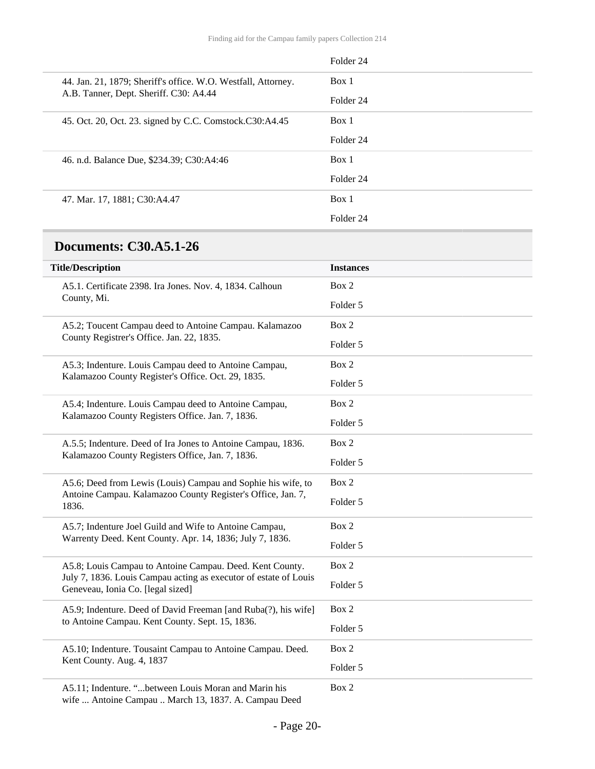| | |
|---|---|
| | Folder 24 |
| 44. Jan. 21, 1879; Sheriff's office. W.O. Westfall, Attorney. A.B. Tanner, Dept. Sheriff. C30: A4.44 | Box 1<br>Folder 24 |
| 45. Oct. 20, Oct. 23. signed by C.C. Comstock.C30:A4.45 | Box 1<br>Folder 24 |
| 46. n.d. Balance Due, $234.39; C30:A4:46 | Box 1<br>Folder 24 |
| 47. Mar. 17, 1881; C30:A4.47 | Box 1<br>Folder 24 |

## Documents: C30.A5.1-26

| Title/Description | Instances |
|---|---|
| A5.1. Certificate 2398. Ira Jones. Nov. 4, 1834. Calhoun County, Mi. | Box 2<br>Folder 5 |
| A5.2; Toucent Campau deed to Antoine Campau. Kalamazoo County Registrer's Office. Jan. 22, 1835. | Box 2<br>Folder 5 |
| A5.3; Indenture. Louis Campau deed to Antoine Campau, Kalamazoo County Register's Office. Oct. 29, 1835. | Box 2<br>Folder 5 |
| A5.4; Indenture. Louis Campau deed to Antoine Campau, Kalamazoo County Registers Office. Jan. 7, 1836. | Box 2<br>Folder 5 |
| A.5.5; Indenture. Deed of Ira Jones to Antoine Campau, 1836. Kalamazoo County Registers Office, Jan. 7, 1836. | Box 2<br>Folder 5 |
| A5.6; Deed from Lewis (Louis) Campau and Sophie his wife, to Antoine Campau. Kalamazoo County Register's Office, Jan. 7, 1836. | Box 2<br>Folder 5 |
| A5.7; Indenture Joel Guild and Wife to Antoine Campau, Warrenty Deed. Kent County. Apr. 14, 1836; July 7, 1836. | Box 2<br>Folder 5 |
| A5.8; Louis Campau to Antoine Campau. Deed. Kent County. July 7, 1836. Louis Campau acting as executor of estate of Louis Geneveau, Ionia Co. [legal sized] | Box 2<br>Folder 5 |
| A5.9; Indenture. Deed of David Freeman [and Ruba(?), his wife] to Antoine Campau. Kent County. Sept. 15, 1836. | Box 2<br>Folder 5 |
| A5.10; Indenture. Tousaint Campau to Antoine Campau. Deed. Kent County. Aug. 4, 1837 | Box 2<br>Folder 5 |
| A5.11; Indenture. "...between Louis Moran and Marin his wife ... Antoine Campau .. March 13, 1837. A. Campau Deed | Box 2 |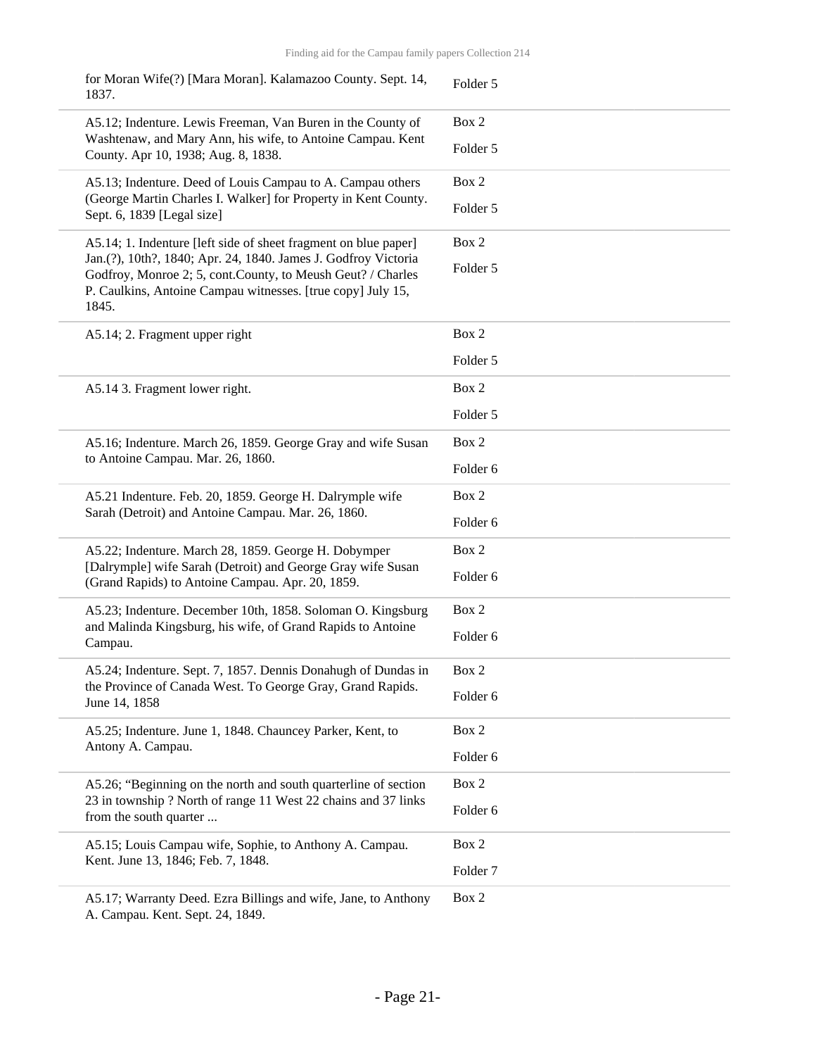| | |
|---|---|
| for Moran Wife(?) [Mara Moran]. Kalamazoo County. Sept. 14, 1837. | Folder 5 |
| A5.12; Indenture. Lewis Freeman, Van Buren in the County of Washtenaw, and Mary Ann, his wife, to Antoine Campau. Kent County. Apr 10, 1938; Aug. 8, 1838. | Box 2<br>Folder 5 |
| A5.13; Indenture. Deed of Louis Campau to A. Campau others (George Martin Charles I. Walker] for Property in Kent County. Sept. 6, 1839 [Legal size] | Box 2<br>Folder 5 |
| A5.14; 1. Indenture [left side of sheet fragment on blue paper] Jan.(?), 10th?, 1840; Apr. 24, 1840. James J. Godfroy Victoria Godfroy, Monroe 2; 5, cont.County, to Meush Geut? / Charles P. Caulkins, Antoine Campau witnesses. [true copy] July 15, 1845. | Box 2<br>Folder 5 |
| A5.14; 2. Fragment upper right | Box 2<br>Folder 5 |
| A5.14 3. Fragment lower right. | Box 2<br>Folder 5 |
| A5.16; Indenture. March 26, 1859. George Gray and wife Susan to Antoine Campau. Mar. 26, 1860. | Box 2<br>Folder 6 |
| A5.21 Indenture. Feb. 20, 1859. George H. Dalrymple wife Sarah (Detroit) and Antoine Campau. Mar. 26, 1860. | Box 2<br>Folder 6 |
| A5.22; Indenture. March 28, 1859. George H. Dobymper [Dalrymple] wife Sarah (Detroit) and George Gray wife Susan (Grand Rapids) to Antoine Campau. Apr. 20, 1859. | Box 2<br>Folder 6 |
| A5.23; Indenture. December 10th, 1858. Soloman O. Kingsburg and Malinda Kingsburg, his wife, of Grand Rapids to Antoine Campau. | Box 2<br>Folder 6 |
| A5.24; Indenture. Sept. 7, 1857. Dennis Donahugh of Dundas in the Province of Canada West. To George Gray, Grand Rapids. June 14, 1858 | Box 2<br>Folder 6 |
| A5.25; Indenture. June 1, 1848. Chauncey Parker, Kent, to Antony A. Campau. | Box 2<br>Folder 6 |
| A5.26; "Beginning on the north and south quarterline of section 23 in township ? North of range 11 West 22 chains and 37 links from the south quarter ... | Box 2<br>Folder 6 |
| A5.15; Louis Campau wife, Sophie, to Anthony A. Campau. Kent. June 13, 1846; Feb. 7, 1848. | Box 2<br>Folder 7 |
| A5.17; Warranty Deed. Ezra Billings and wife, Jane, to Anthony A. Campau. Kent. Sept. 24, 1849. | Box 2 |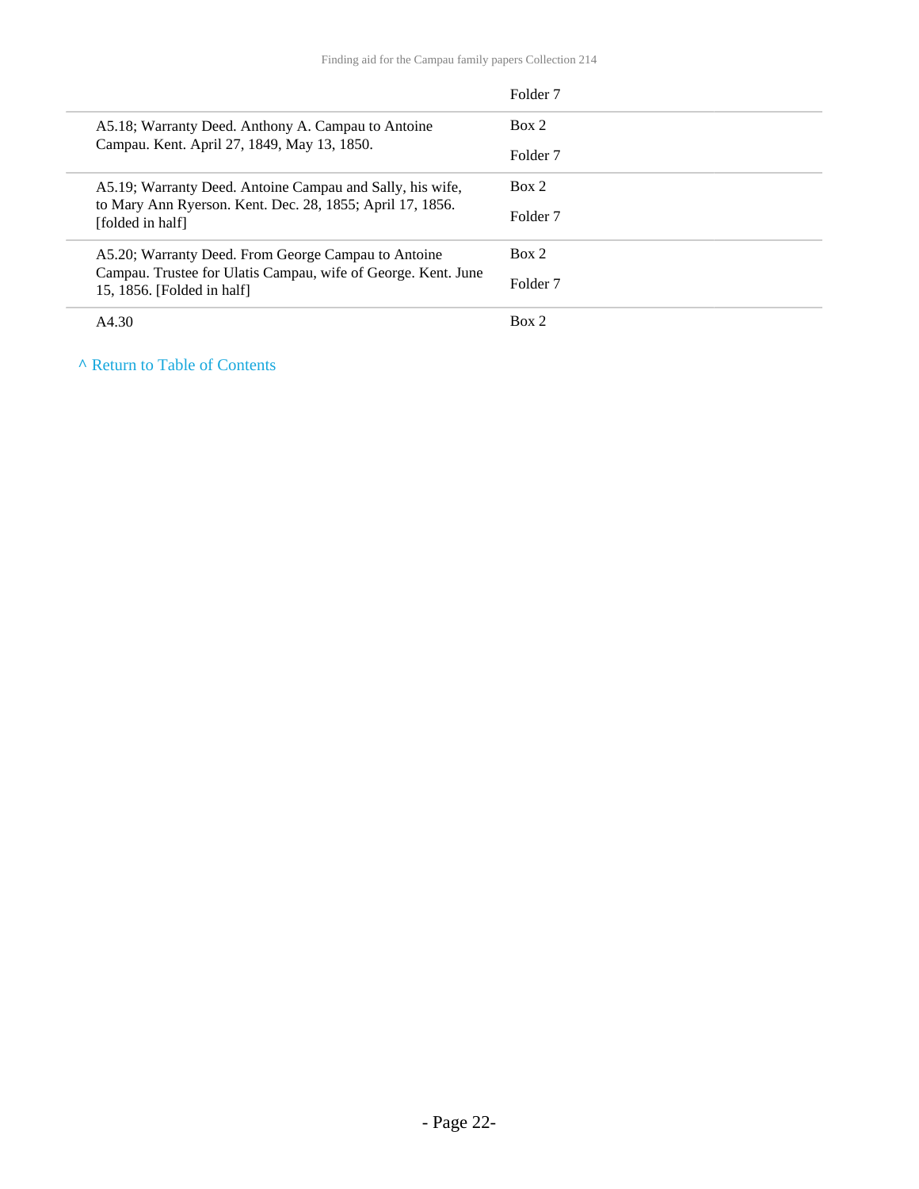| | |
|---|---|
| | Folder 7 |
| A5.18; Warranty Deed. Anthony A. Campau to Antoine Campau. Kent. April 27, 1849, May 13, 1850. | Box 2<br>Folder 7 |
| A5.19; Warranty Deed. Antoine Campau and Sally, his wife, to Mary Ann Ryerson. Kent. Dec. 28, 1855; April 17, 1856. [folded in half] | Box 2<br>Folder 7 |
| A5.20; Warranty Deed. From George Campau to Antoine Campau. Trustee for Ulatis Campau, wife of George. Kent. June 15, 1856. [Folded in half] | Box 2<br>Folder 7 |
| A4.30 | Box 2 |

^ Return to Table of Contents